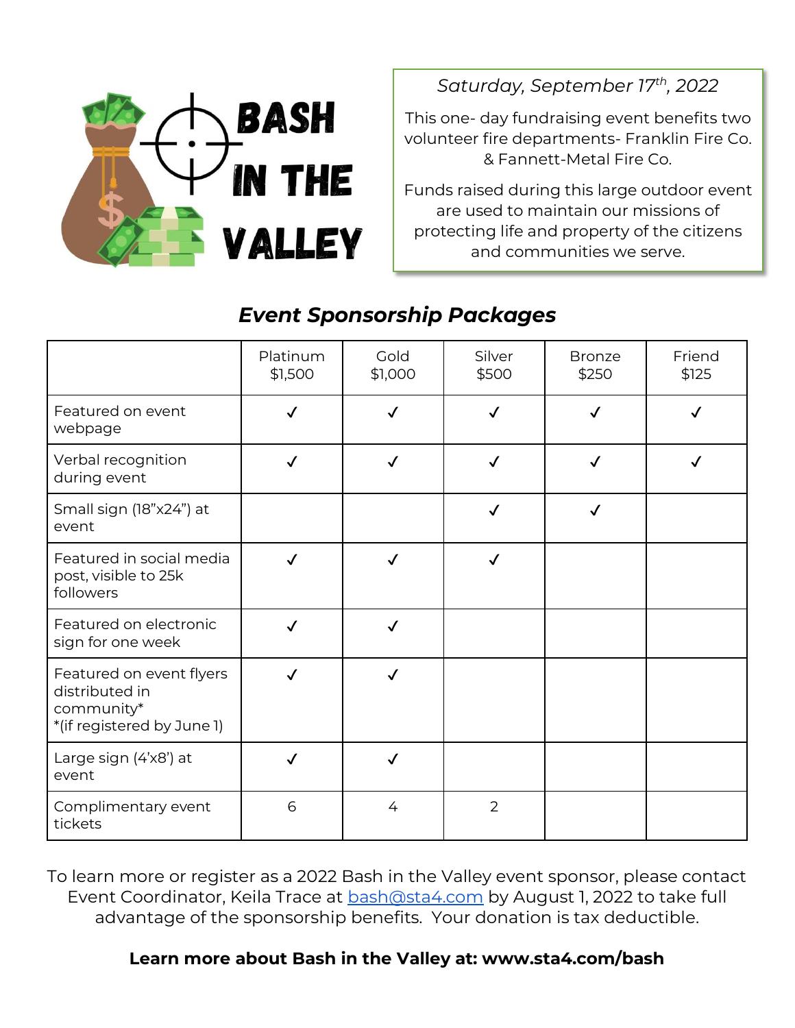# BASH IN THE VALLEY

*Saturday, September 17th, 2022*

This one- day fundraising event benefits two volunteer fire departments- Franklin Fire Co. & Fannett-Metal Fire Co.

Funds raised during this large outdoor event are used to maintain our missions of protecting life and property of the citizens and communities we serve.

## *Event Sponsorship Packages*

| | Platinum $1,500 | Gold $1,000 | Silver $500 | Bronze $250 | Friend $125 |
|---|---|---|---|---|---|
| Featured on event webpage | ✓ | ✓ | ✓ | ✓ | ✓ |
| Verbal recognition during event | ✓ | ✓ | ✓ | ✓ | ✓ |
| Small sign (18"x24") at event | | | ✓ | ✓ | |
| Featured in social media post, visible to 25k followers | ✓ | ✓ | ✓ | | |
| Featured on electronic sign for one week | ✓ | ✓ | | | |
| Featured on event flyers distributed in community* *(if registered by June 1) | ✓ | ✓ | | | |
| Large sign (4'x8') at event | ✓ | ✓ | | | |
| Complimentary event tickets | 6 | 4 | 2 | | |

To learn more or register as a 2022 Bash in the Valley event sponsor, please contact Event Coordinator, Keila Trace at bash@sta4.com by August 1, 2022 to take full advantage of the sponsorship benefits. Your donation is tax deductible.

**Learn more about Bash in the Valley at: www.sta4.com/bash**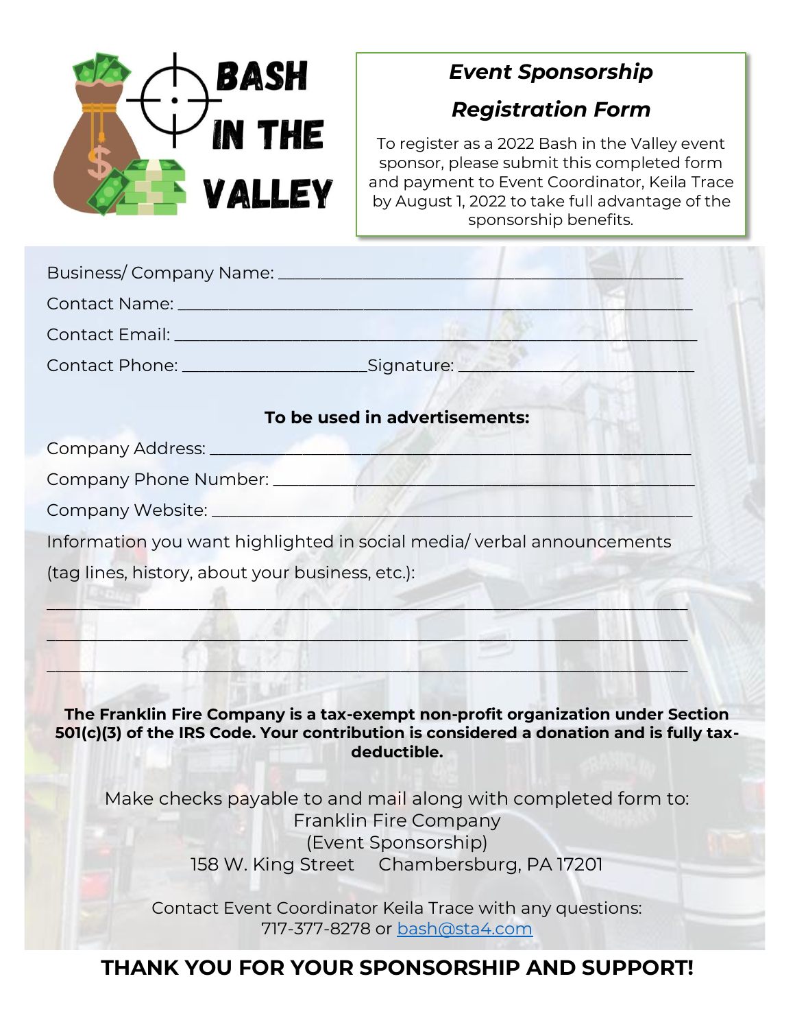BASH IN THE VALLEY

## *Event Sponsorship Registration Form*

To register as a 2022 Bash in the Valley event sponsor, please submit this completed form and payment to Event Coordinator, Keila Trace by August 1, 2022 to take full advantage of the sponsorship benefits.

Business/ Company Name: ______________________________________________

Contact Name: ______________________________________________________

Contact Email: ______________________________________________________

Contact Phone: ____________________Signature: __________________________

**To be used in advertisements:**

Company Address: ___________________________________________________

Company Phone Number: _______________________________________________

Company Website: ____________________________________________________

Information you want highlighted in social media/ verbal announcements (tag lines, history, about your business, etc.):

_________________________________________________________________________

_________________________________________________________________________

_________________________________________________________________________

**The Franklin Fire Company is a tax-exempt non-profit organization under Section 501(c)(3) of the IRS Code. Your contribution is considered a donation and is fully tax-deductible.**

Make checks payable to and mail along with completed form to:
Franklin Fire Company
(Event Sponsorship)
158 W. King Street Chambersburg, PA 17201

Contact Event Coordinator Keila Trace with any questions:
717-377-8278 or bash@sta4.com

**THANK YOU FOR YOUR SPONSORSHIP AND SUPPORT!**